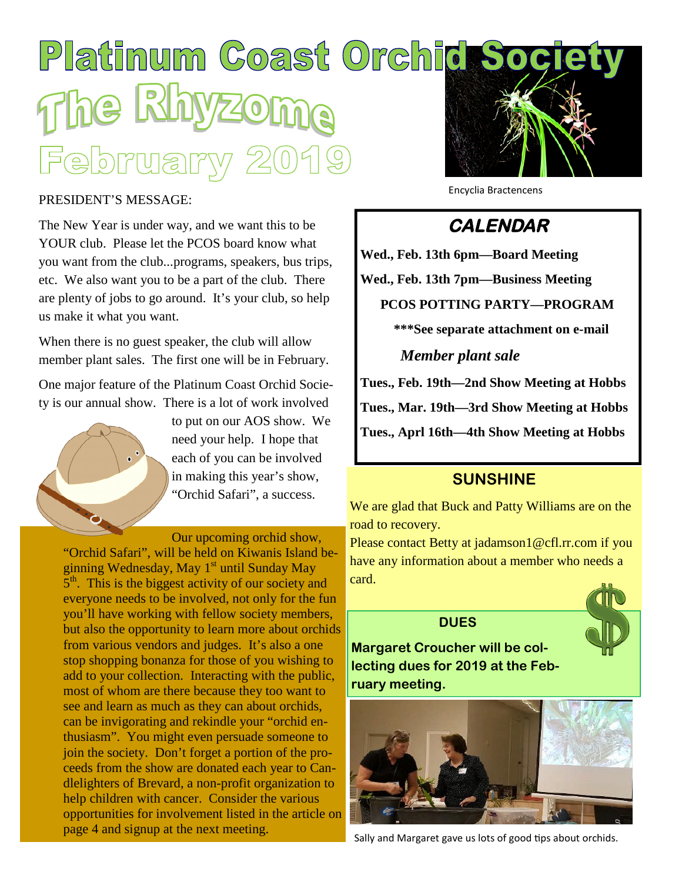# Platinum Coast Orchid Society

# The Rhyzome

## February 2019

Encyclia Bractencens

PRESIDENT'S MESSAGE:

The New Year is under way, and we want this to be YOUR club. Please let the PCOS board know what you want from the club...programs, speakers, bus trips, etc. We also want you to be a part of the club. There are plenty of jobs to go around. It's your club, so help us make it what you want.

When there is no guest speaker, the club will allow member plant sales. The first one will be in February.

One major feature of the Platinum Coast Orchid Society is our annual show. There is a lot of work involved to put on our AOS show. We need your help. I hope that each of you can be involved in making this year's show, "Orchid Safari", a success.

Our upcoming orchid show, "Orchid Safari", will be held on Kiwanis Island beginning Wednesday, May 1st until Sunday May 5th. This is the biggest activity of our society and everyone needs to be involved, not only for the fun you'll have working with fellow society members, but also the opportunity to learn more about orchids from various vendors and judges. It's also a one stop shopping bonanza for those of you wishing to add to your collection. Interacting with the public, most of whom are there because they too want to see and learn as much as they can about orchids, can be invigorating and rekindle your "orchid enthusiasm". You might even persuade someone to join the society. Don't forget a portion of the proceeds from the show are donated each year to Candlelighters of Brevard, a non-profit organization to help children with cancer. Consider the various opportunities for involvement listed in the article on page 4 and signup at the next meeting.

## CALENDAR

**Wed., Feb. 13th 6pm—Board Meeting**

**Wed., Feb. 13th 7pm—Business Meeting**

**PCOS POTTING PARTY—PROGRAM**

**\*\*\*See separate attachment on e-mail**

***Member plant sale***

**Tues., Feb. 19th—2nd Show Meeting at Hobbs**

**Tues., Mar. 19th—3rd Show Meeting at Hobbs**

**Tues., Aprl 16th—4th Show Meeting at Hobbs**

## SUNSHINE

We are glad that Buck and Patty Williams are on the road to recovery.

Please contact Betty at jadamson1@cfl.rr.com if you have any information about a member who needs a card.

## DUES

**Margaret Croucher will be collecting dues for 2019 at the February meeting.**

Sally and Margaret gave us lots of good tips about orchids.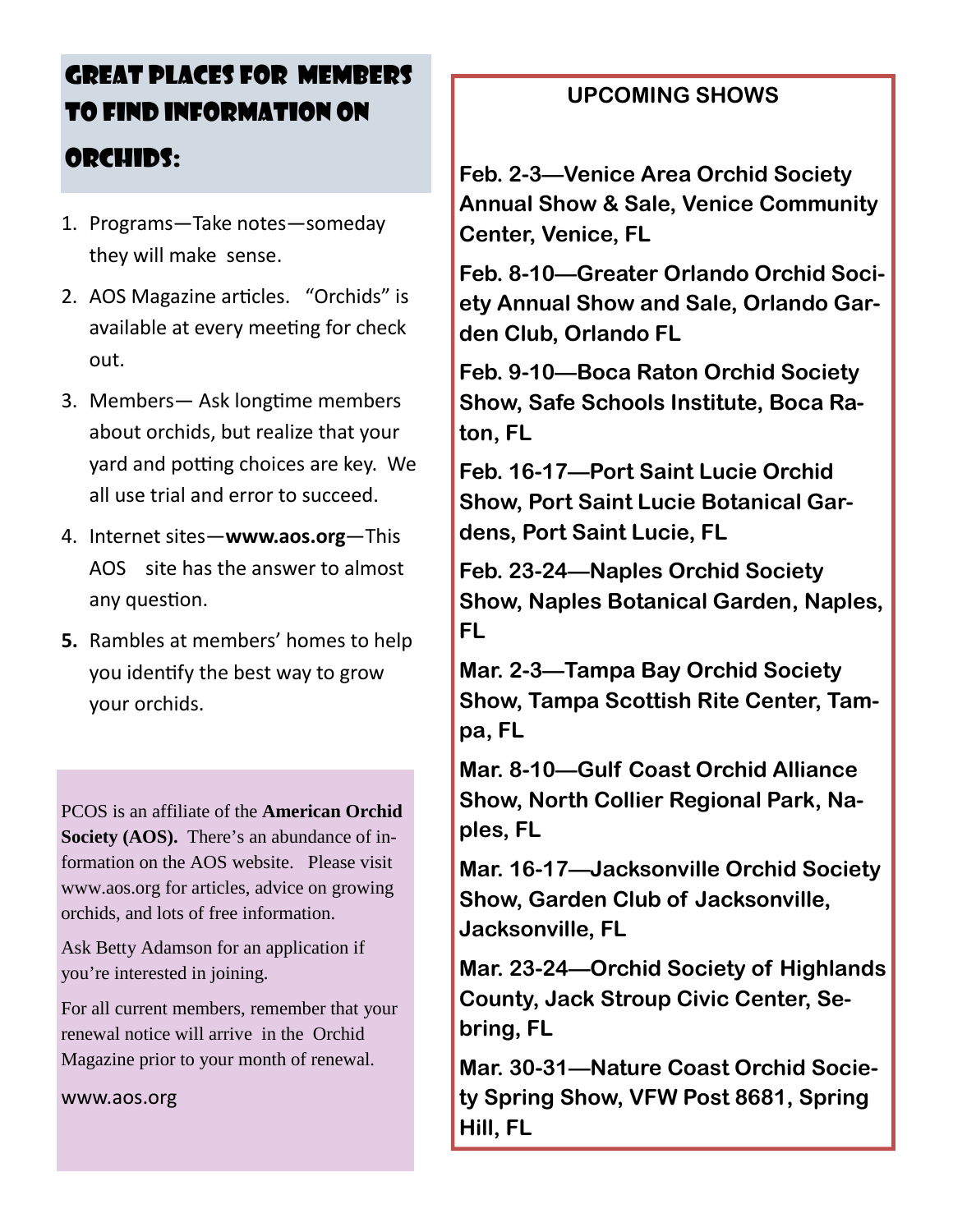## Great Places for Members to Find Information on Orchids:

1. Programs—Take notes—someday they will make sense.
2. AOS Magazine articles. "Orchids" is available at every meeting for check out.
3. Members— Ask longtime members about orchids, but realize that your yard and potting choices are key. We all use trial and error to succeed.
4. Internet sites—**www.aos.org**—This AOS site has the answer to almost any question.
5. Rambles at members' homes to help you identify the best way to grow your orchids.

PCOS is an affiliate of the **American Orchid Society (AOS).** There's an abundance of information on the AOS website. Please visit www.aos.org for articles, advice on growing orchids, and lots of free information.

Ask Betty Adamson for an application if you're interested in joining.

For all current members, remember that your renewal notice will arrive in the Orchid Magazine prior to your month of renewal.

www.aos.org

## UPCOMING SHOWS

**Feb. 2-3—Venice Area Orchid Society Annual Show & Sale, Venice Community Center, Venice, FL**

**Feb. 8-10—Greater Orlando Orchid Society Annual Show and Sale, Orlando Garden Club, Orlando FL**

**Feb. 9-10—Boca Raton Orchid Society Show, Safe Schools Institute, Boca Raton, FL**

**Feb. 16-17—Port Saint Lucie Orchid Show, Port Saint Lucie Botanical Gardens, Port Saint Lucie, FL**

**Feb. 23-24—Naples Orchid Society Show, Naples Botanical Garden, Naples, FL**

**Mar. 2-3—Tampa Bay Orchid Society Show, Tampa Scottish Rite Center, Tampa, FL**

**Mar. 8-10—Gulf Coast Orchid Alliance Show, North Collier Regional Park, Naples, FL**

**Mar. 16-17—Jacksonville Orchid Society Show, Garden Club of Jacksonville, Jacksonville, FL**

**Mar. 23-24—Orchid Society of Highlands County, Jack Stroup Civic Center, Sebring, FL**

**Mar. 30-31—Nature Coast Orchid Society Spring Show, VFW Post 8681, Spring Hill, FL**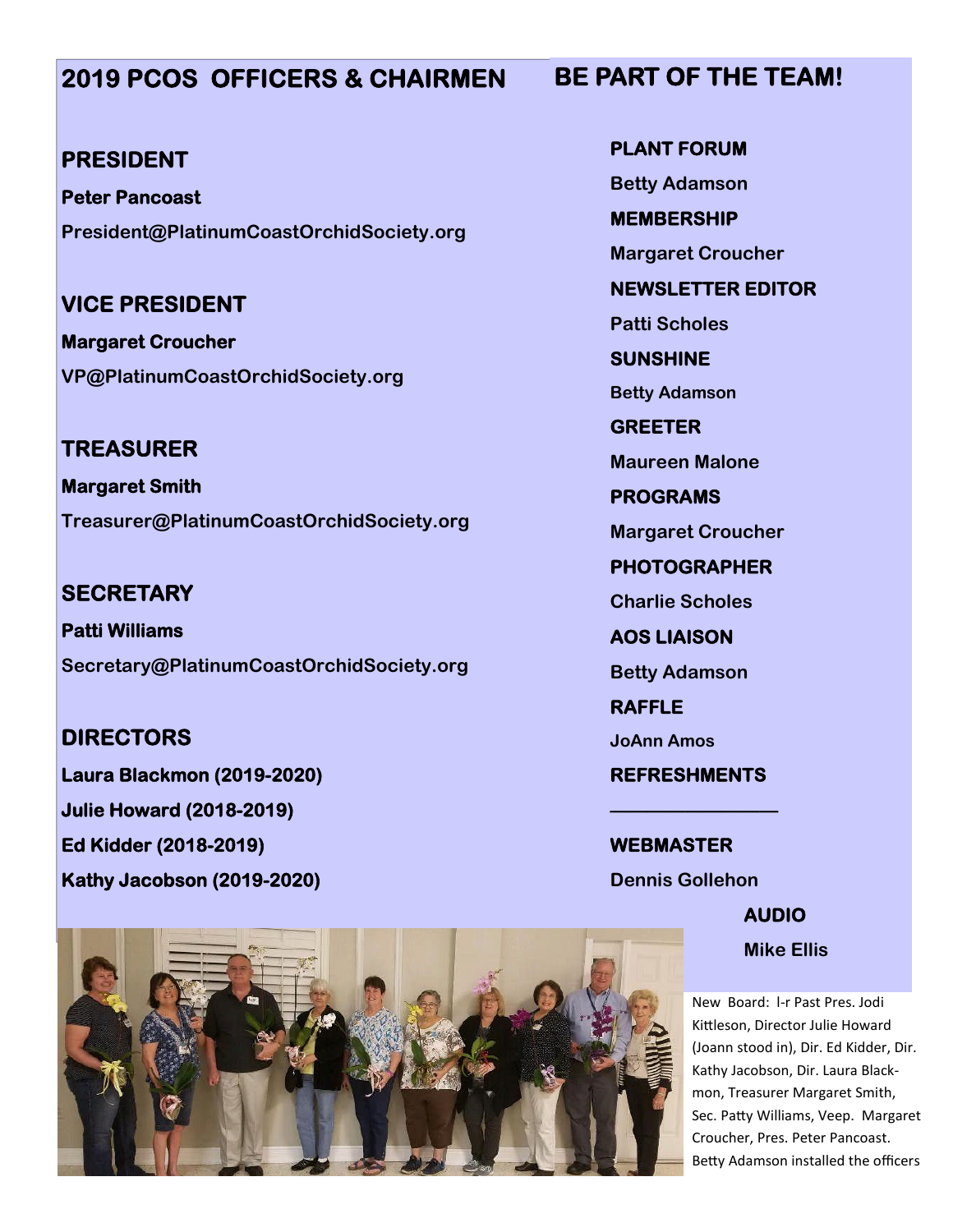## 2019 PCOS OFFICERS & CHAIRMEN

### PRESIDENT

**Peter Pancoast**

**President@PlatinumCoastOrchidSociety.org**

### VICE PRESIDENT

**Margaret Croucher**

**VP@PlatinumCoastOrchidSociety.org**

### TREASURER

**Margaret Smith**

**Treasurer@PlatinumCoastOrchidSociety.org**

### SECRETARY

**Patti Williams**

**Secretary@PlatinumCoastOrchidSociety.org**

### DIRECTORS

**Laura Blackmon (2019-2020)**

**Julie Howard (2018-2019)**

**Ed Kidder (2018-2019)**

**Kathy Jacobson (2019-2020)**

## BE PART OF THE TEAM!

**PLANT FORUM**

**Betty Adamson**

**MEMBERSHIP**

**Margaret Croucher**

**NEWSLETTER EDITOR**

**Patti Scholes**

**SUNSHINE**

**Betty Adamson**

**GREETER**

**Maureen Malone**

**PROGRAMS**

**Margaret Croucher**

**PHOTOGRAPHER**

**Charlie Scholes**

**AOS LIAISON**

**Betty Adamson**

**RAFFLE**

**JoAnn Amos**

**REFRESHMENTS**

**________________**

**WEBMASTER**

**Dennis Gollehon**

**AUDIO**

**Mike Ellis**

New Board: l-r Past Pres. Jodi Kittleson, Director Julie Howard (Joann stood in), Dir. Ed Kidder, Dir. Kathy Jacobson, Dir. Laura Blackmon, Treasurer Margaret Smith, Sec. Patty Williams, Veep. Margaret Croucher, Pres. Peter Pancoast. Betty Adamson installed the officers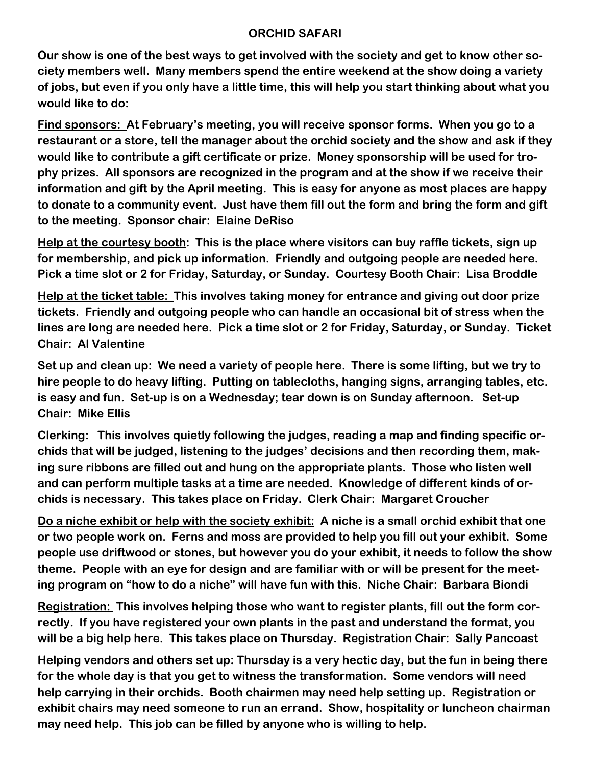## ORCHID SAFARI

**Our show is one of the best ways to get involved with the society and get to know other society members well. Many members spend the entire weekend at the show doing a variety of jobs, but even if you only have a little time, this will help you start thinking about what you would like to do:**

**<u>Find sponsors:</u> At February's meeting, you will receive sponsor forms. When you go to a restaurant or a store, tell the manager about the orchid society and the show and ask if they would like to contribute a gift certificate or prize. Money sponsorship will be used for trophy prizes. All sponsors are recognized in the program and at the show if we receive their information and gift by the April meeting. This is easy for anyone as most places are happy to donate to a community event. Just have them fill out the form and bring the form and gift to the meeting. Sponsor chair: Elaine DeRiso**

**<u>Help at the courtesy booth</u>: This is the place where visitors can buy raffle tickets, sign up for membership, and pick up information. Friendly and outgoing people are needed here. Pick a time slot or 2 for Friday, Saturday, or Sunday. Courtesy Booth Chair: Lisa Broddle**

**<u>Help at the ticket table:</u> This involves taking money for entrance and giving out door prize tickets. Friendly and outgoing people who can handle an occasional bit of stress when the lines are long are needed here. Pick a time slot or 2 for Friday, Saturday, or Sunday. Ticket Chair: Al Valentine**

**<u>Set up and clean up:</u> We need a variety of people here. There is some lifting, but we try to hire people to do heavy lifting. Putting on tablecloths, hanging signs, arranging tables, etc. is easy and fun. Set-up is on a Wednesday; tear down is on Sunday afternoon. Set-up Chair: Mike Ellis**

**<u>Clerking:</u> This involves quietly following the judges, reading a map and finding specific orchids that will be judged, listening to the judges' decisions and then recording them, making sure ribbons are filled out and hung on the appropriate plants. Those who listen well and can perform multiple tasks at a time are needed. Knowledge of different kinds of orchids is necessary. This takes place on Friday. Clerk Chair: Margaret Croucher**

**<u>Do a niche exhibit or help with the society exhibit:</u> A niche is a small orchid exhibit that one or two people work on. Ferns and moss are provided to help you fill out your exhibit. Some people use driftwood or stones, but however you do your exhibit, it needs to follow the show theme. People with an eye for design and are familiar with or will be present for the meeting program on "how to do a niche" will have fun with this. Niche Chair: Barbara Biondi**

**<u>Registration:</u> This involves helping those who want to register plants, fill out the form correctly. If you have registered your own plants in the past and understand the format, you will be a big help here. This takes place on Thursday. Registration Chair: Sally Pancoast**

**<u>Helping vendors and others set up:</u> Thursday is a very hectic day, but the fun in being there for the whole day is that you get to witness the transformation. Some vendors will need help carrying in their orchids. Booth chairmen may need help setting up. Registration or exhibit chairs may need someone to run an errand. Show, hospitality or luncheon chairman may need help. This job can be filled by anyone who is willing to help.**